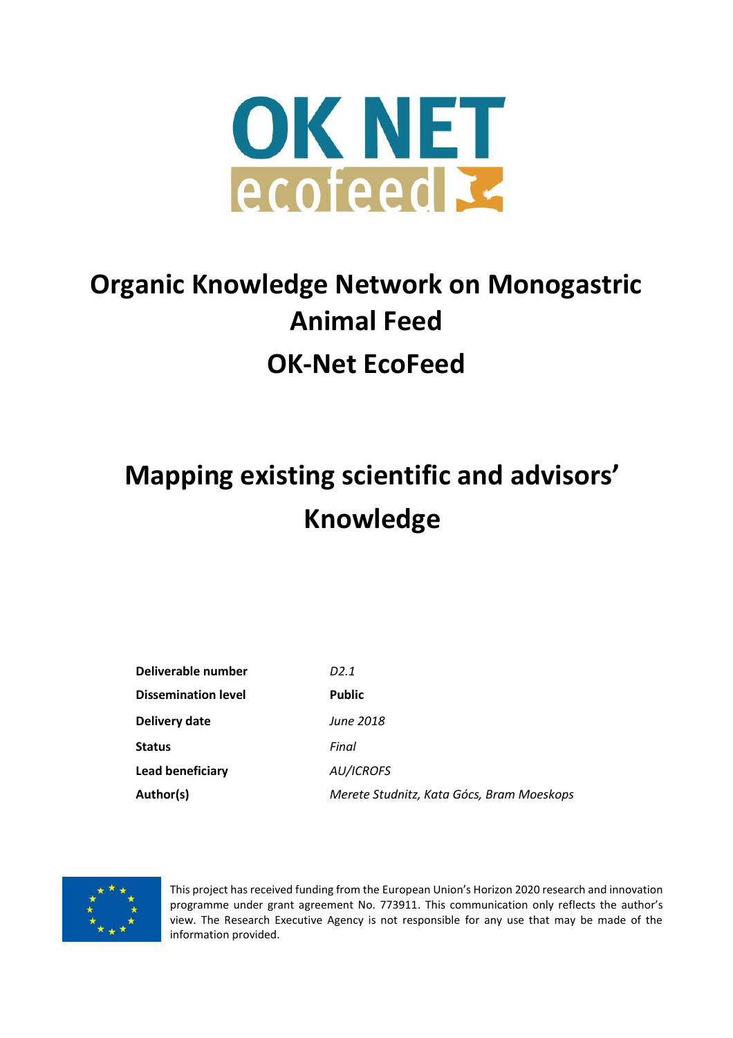# Organic Knowledge Network on Monogastric Animal Feed

# OK-Net EcoFeed

## Mapping existing scientific and advisors' Knowledge

| | |
|---|---|
| **Deliverable number** | *D2.1* |
| **Dissemination level** | **Public** |
| **Delivery date** | *June 2018* |
| **Status** | *Final* |
| **Lead beneficiary** | *AU/ICROFS* |
| **Author(s)** | *Merete Studnitz, Kata Gócs, Bram Moeskops* |

This project has received funding from the European Union's Horizon 2020 research and innovation programme under grant agreement No. 773911. This communication only reflects the author's view. The Research Executive Agency is not responsible for any use that may be made of the information provided.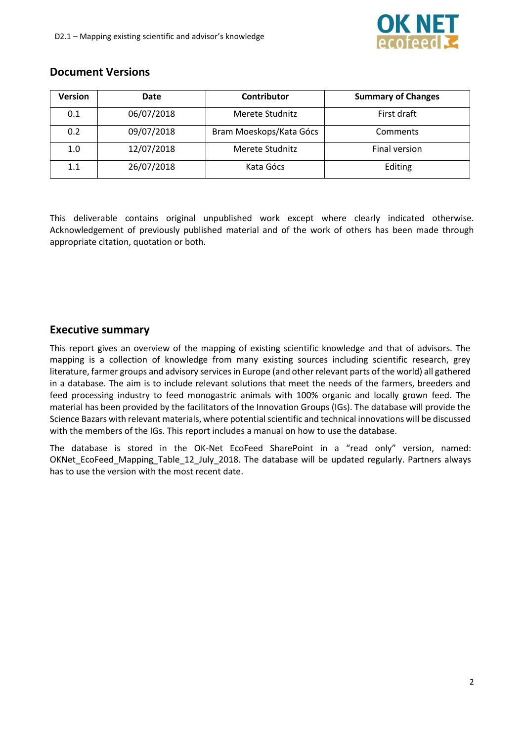## Document Versions

| Version | Date | Contributor | Summary of Changes |
|---|---|---|---|
| 0.1 | 06/07/2018 | Merete Studnitz | First draft |
| 0.2 | 09/07/2018 | Bram Moeskops/Kata Gócs | Comments |
| 1.0 | 12/07/2018 | Merete Studnitz | Final version |
| 1.1 | 26/07/2018 | Kata Gócs | Editing |

This deliverable contains original unpublished work except where clearly indicated otherwise. Acknowledgement of previously published material and of the work of others has been made through appropriate citation, quotation or both.

## Executive summary

This report gives an overview of the mapping of existing scientific knowledge and that of advisors. The mapping is a collection of knowledge from many existing sources including scientific research, grey literature, farmer groups and advisory services in Europe (and other relevant parts of the world) all gathered in a database. The aim is to include relevant solutions that meet the needs of the farmers, breeders and feed processing industry to feed monogastric animals with 100% organic and locally grown feed. The material has been provided by the facilitators of the Innovation Groups (IGs). The database will provide the Science Bazars with relevant materials, where potential scientific and technical innovations will be discussed with the members of the IGs. This report includes a manual on how to use the database.

The database is stored in the OK-Net EcoFeed SharePoint in a "read only" version, named: OKNet_EcoFeed_Mapping_Table_12_July_2018. The database will be updated regularly. Partners always has to use the version with the most recent date.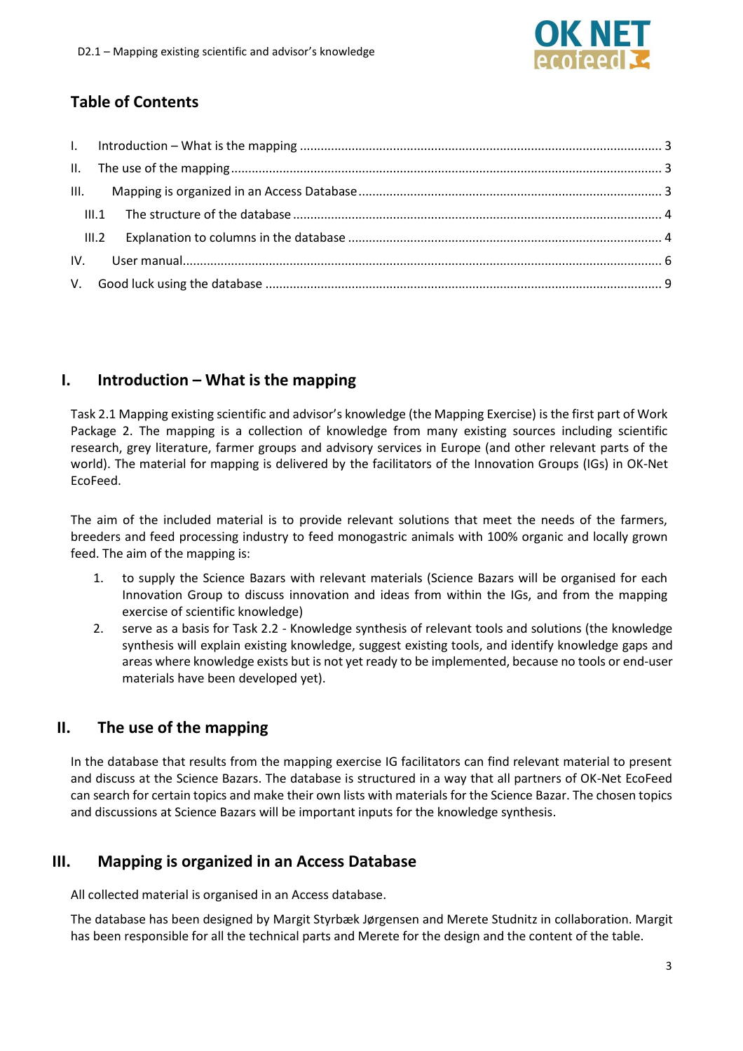## Table of Contents

I. Introduction – What is the mapping ........................................ 3
II. The use of the mapping ........................................ 3
III. Mapping is organized in an Access Database ........................................ 3
III.1 The structure of the database ........................................ 4
III.2 Explanation to columns in the database ........................................ 4
IV. User manual ........................................ 6
V. Good luck using the database ........................................ 9

## I. Introduction – What is the mapping

Task 2.1 Mapping existing scientific and advisor's knowledge (the Mapping Exercise) is the first part of Work Package 2. The mapping is a collection of knowledge from many existing sources including scientific research, grey literature, farmer groups and advisory services in Europe (and other relevant parts of the world). The material for mapping is delivered by the facilitators of the Innovation Groups (IGs) in OK-Net EcoFeed.

The aim of the included material is to provide relevant solutions that meet the needs of the farmers, breeders and feed processing industry to feed monogastric animals with 100% organic and locally grown feed. The aim of the mapping is:

1. to supply the Science Bazars with relevant materials (Science Bazars will be organised for each Innovation Group to discuss innovation and ideas from within the IGs, and from the mapping exercise of scientific knowledge)
2. serve as a basis for Task 2.2 - Knowledge synthesis of relevant tools and solutions (the knowledge synthesis will explain existing knowledge, suggest existing tools, and identify knowledge gaps and areas where knowledge exists but is not yet ready to be implemented, because no tools or end-user materials have been developed yet).

## II. The use of the mapping

In the database that results from the mapping exercise IG facilitators can find relevant material to present and discuss at the Science Bazars. The database is structured in a way that all partners of OK-Net EcoFeed can search for certain topics and make their own lists with materials for the Science Bazar. The chosen topics and discussions at Science Bazars will be important inputs for the knowledge synthesis.

## III. Mapping is organized in an Access Database

All collected material is organised in an Access database.

The database has been designed by Margit Styrbæk Jørgensen and Merete Studnitz in collaboration. Margit has been responsible for all the technical parts and Merete for the design and the content of the table.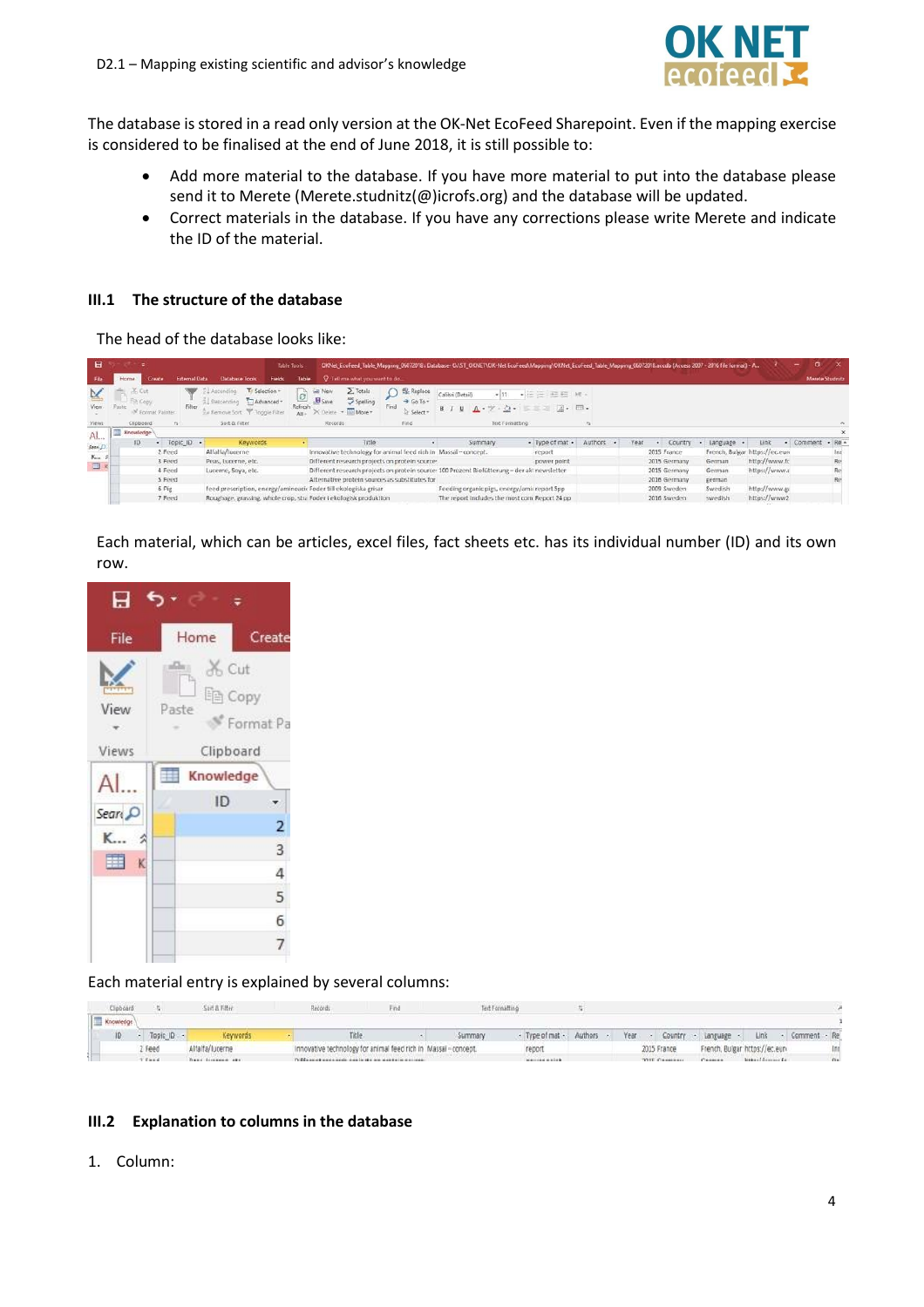The database is stored in a read only version at the OK-Net EcoFeed Sharepoint. Even if the mapping exercise is considered to be finalised at the end of June 2018, it is still possible to:

- Add more material to the database. If you have more material to put into the database please send it to Merete (Merete.studnitz(@)icrofs.org) and the database will be updated.
- Correct materials in the database. If you have any corrections please write Merete and indicate the ID of the material.

### III.1 The structure of the database

The head of the database looks like:

Each material, which can be articles, excel files, fact sheets etc. has its individual number (ID) and its own row.

Each material entry is explained by several columns:

### III.2 Explanation to columns in the database

1. Column: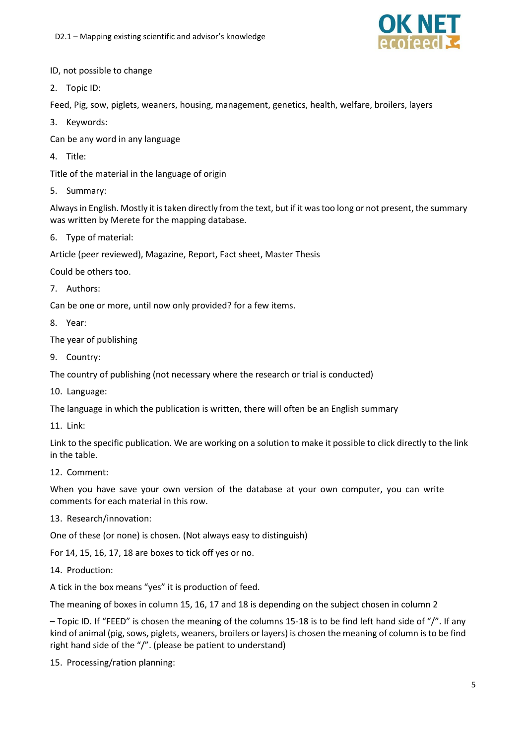ID, not possible to change

2. Topic ID:

Feed, Pig, sow, piglets, weaners, housing, management, genetics, health, welfare, broilers, layers

3. Keywords:

Can be any word in any language

4. Title:

Title of the material in the language of origin

5. Summary:

Always in English. Mostly it is taken directly from the text, but if it was too long or not present, the summary was written by Merete for the mapping database.

6. Type of material:

Article (peer reviewed), Magazine, Report, Fact sheet, Master Thesis

Could be others too.

7. Authors:

Can be one or more, until now only provided? for a few items.

8. Year:

The year of publishing

9. Country:

The country of publishing (not necessary where the research or trial is conducted)

10. Language:

The language in which the publication is written, there will often be an English summary

11. Link:

Link to the specific publication. We are working on a solution to make it possible to click directly to the link in the table.

12. Comment:

When you have save your own version of the database at your own computer, you can write comments for each material in this row.

13. Research/innovation:

One of these (or none) is chosen. (Not always easy to distinguish)

For 14, 15, 16, 17, 18 are boxes to tick off yes or no.

14. Production:

A tick in the box means "yes" it is production of feed.

The meaning of boxes in column 15, 16, 17 and 18 is depending on the subject chosen in column 2

– Topic ID. If "FEED" is chosen the meaning of the columns 15-18 is to be find left hand side of "/". If any kind of animal (pig, sows, piglets, weaners, broilers or layers) is chosen the meaning of column is to be find right hand side of the "/". (please be patient to understand)

15. Processing/ration planning: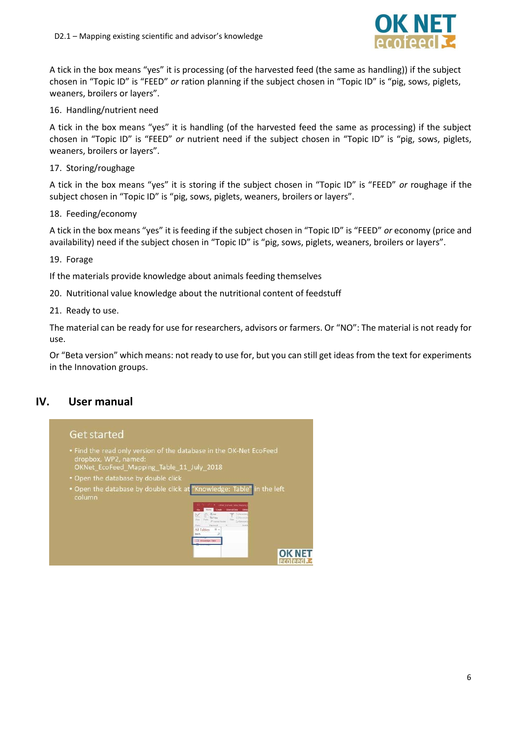A tick in the box means "yes" it is processing (of the harvested feed (the same as handling)) if the subject chosen in "Topic ID" is "FEED" *or* ration planning if the subject chosen in "Topic ID" is "pig, sows, piglets, weaners, broilers or layers".

16. Handling/nutrient need

A tick in the box means "yes" it is handling (of the harvested feed the same as processing) if the subject chosen in "Topic ID" is "FEED" *or* nutrient need if the subject chosen in "Topic ID" is "pig, sows, piglets, weaners, broilers or layers".

17. Storing/roughage

A tick in the box means "yes" it is storing if the subject chosen in "Topic ID" is "FEED" *or* roughage if the subject chosen in "Topic ID" is "pig, sows, piglets, weaners, broilers or layers".

18. Feeding/economy

A tick in the box means "yes" it is feeding if the subject chosen in "Topic ID" is "FEED" *or* economy (price and availability) need if the subject chosen in "Topic ID" is "pig, sows, piglets, weaners, broilers or layers".

19. Forage

If the materials provide knowledge about animals feeding themselves

20. Nutritional value knowledge about the nutritional content of feedstuff

21. Ready to use.

The material can be ready for use for researchers, advisors or farmers. Or "NO": The material is not ready for use.

Or "Beta version" which means: not ready to use for, but you can still get ideas from the text for experiments in the Innovation groups.

# IV. User manual

Get started

- Find the read only version of the database in the OK-Net EcoFeed dropbox, WP2, named: OKNet_EcoFeed_Mapping_Table_11_July_2018
- Open the database by double click
- Open the database by double click at "Knowledge: Table" in the left column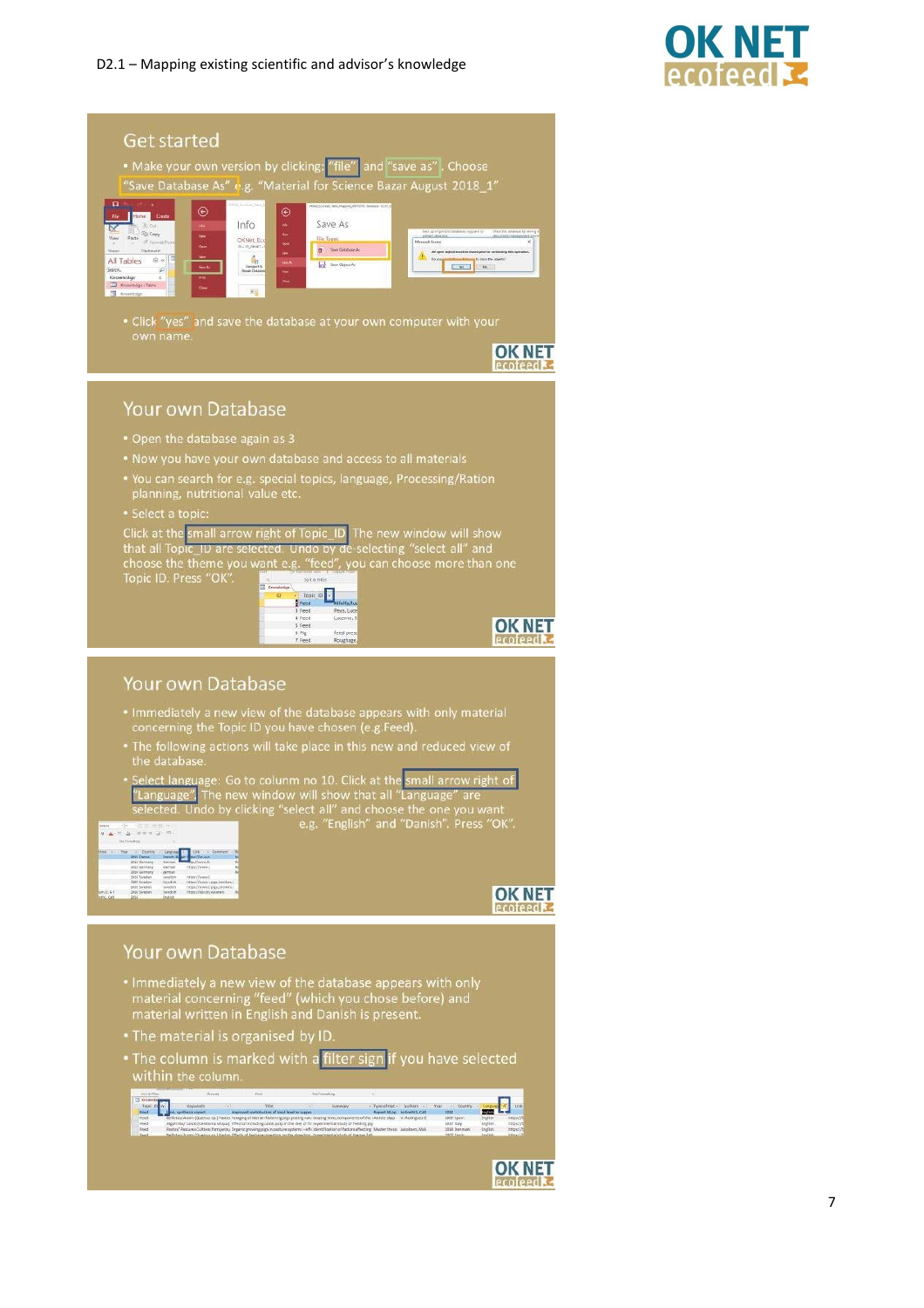## Get started

- Make your own version by clicking "file" and "save as". Choose "Save Database As" e.g. "Material for Science Bazar August 2018_1"
- Click "yes" and save the database at your own computer with your own name.

## Your own Database

- Open the database again as 3
- Now you have your own database and access to all materials
- You can search for e.g. special topics, language, Processing/Ration planning, nutritional value etc.
- Select a topic:

Click at the small arrow right of Topic_ID The new window will show that all Topic_ID are selected. Undo by de-selecting "select all" and choose the theme you want e.g. "feed", you can choose more than one Topic ID. Press "OK".

## Your own Database

- Immediately a new view of the database appears with only material concerning the Topic ID you have chosen (e.g.Feed).
- The following actions will take place in this new and reduced view of the database.
- Select language: Go to column no 10. Click at the small arrow right of "Language". The new window will show that all "Language" are selected. Undo by clicking "select all" and choose the one you want e.g. "English" and "Danish". Press "OK".

## Your own Database

- Immediately a new view of the database appears with only material concerning "feed" (which you chose before) and material written in English and Danish is present.
- The material is organised by ID.
- The column is marked with a filter sign if you have selected within the column.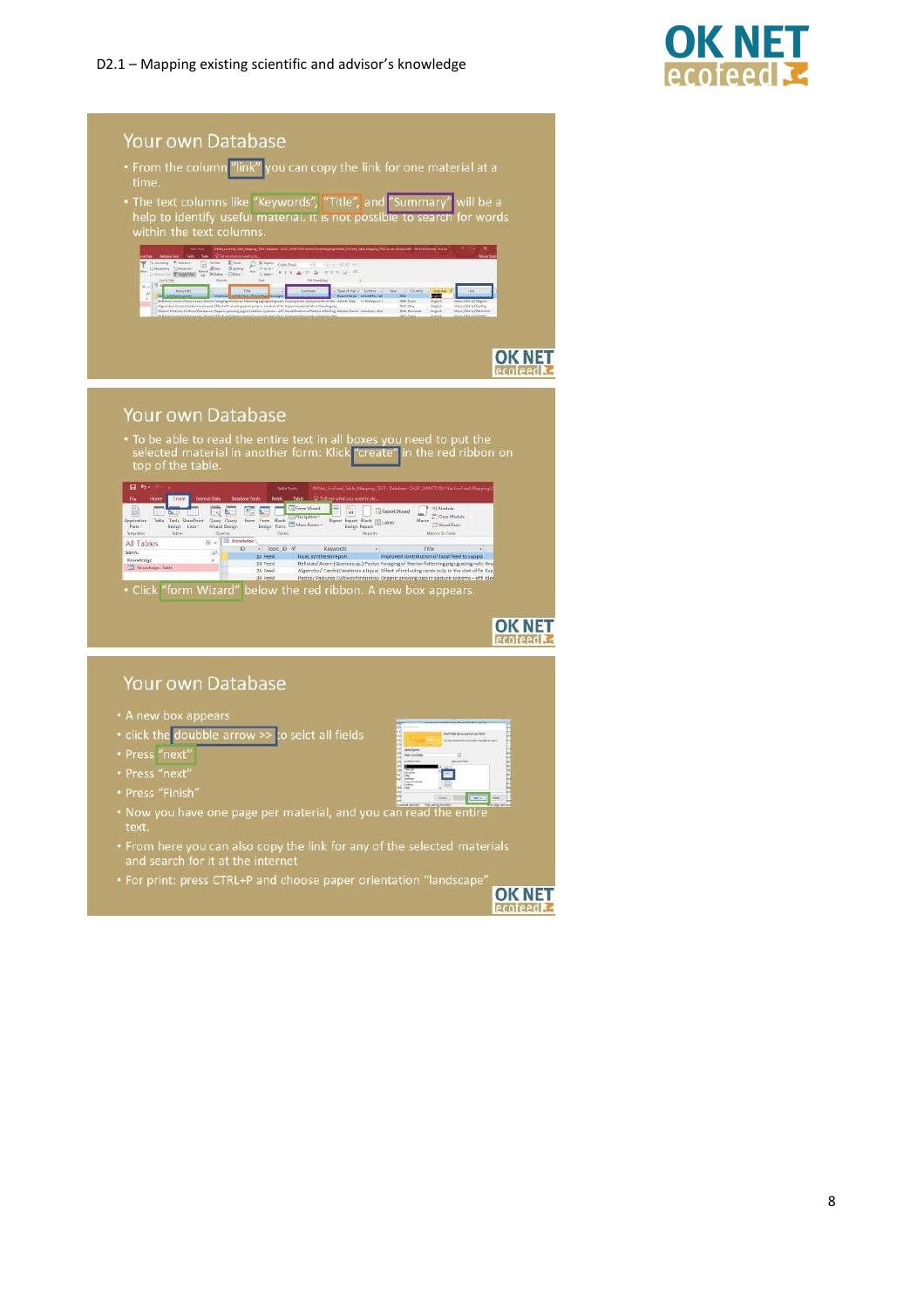## Your own Database

- From the column "link" you can copy the link for one material at a time.
- The text columns like "Keywords", "Title", and "Summary" will be a help to identify useful material. It is not possible to search for words within the text columns.

## Your own Database

- To be able to read the entire text in all boxes you need to put the selected material in another form: Klick "create" in the red ribbon on top of the table.
- Click "form Wizard" below the red ribbon. A new box appears.

## Your own Database

- A new box appears
- click the doubble arrow >> to selct all fields
- Press "next"
- Press "next"
- Press "Finish"
- Now you have one page per material, and you can read the entire text.
- From here you can also copy the link for any of the selected materials and search for it at the internet
- For print: press CTRL+P and choose paper orientation "landscape"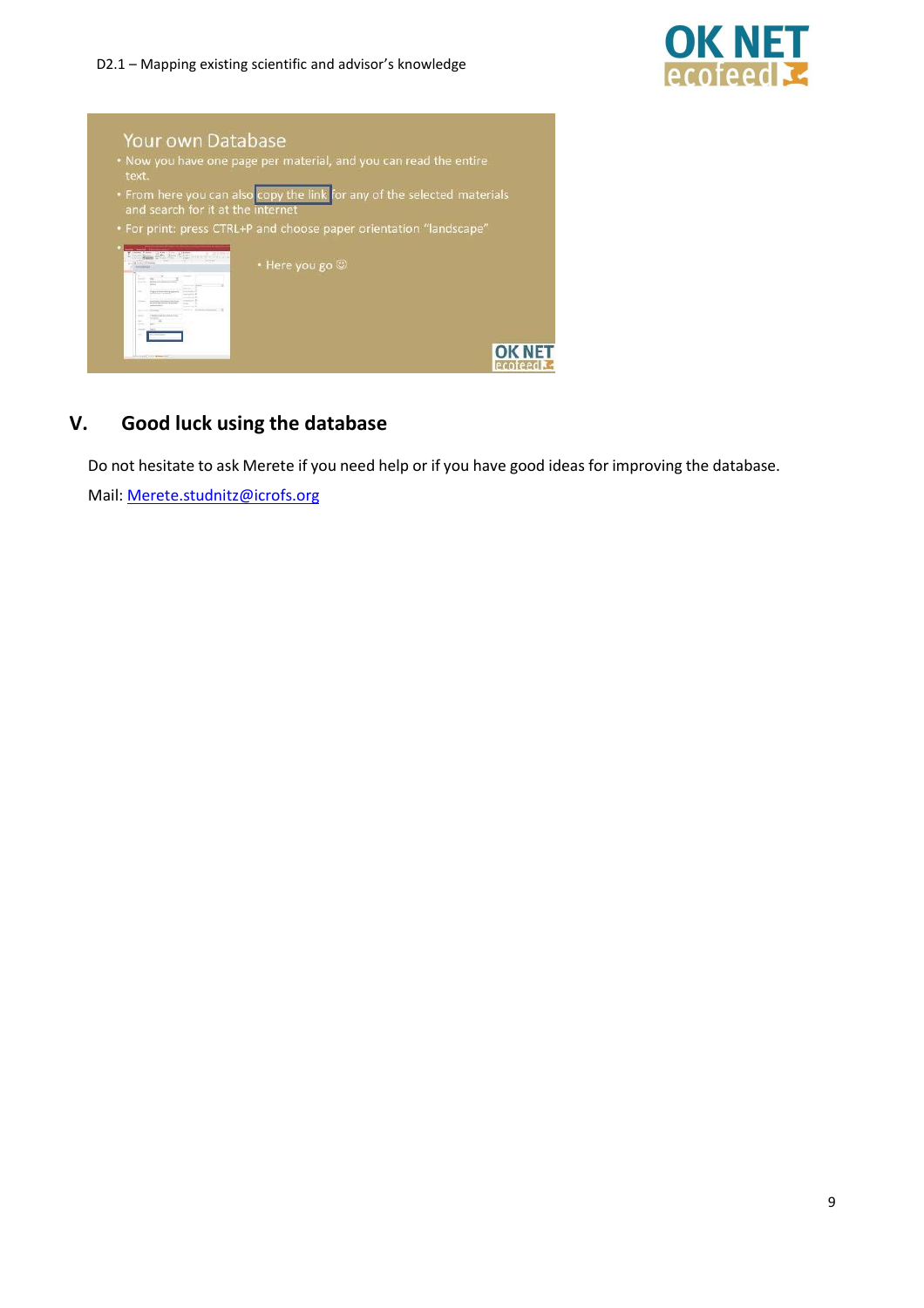Your own Database

- Now you have one page per material, and you can read the entire text.
- From here you can also copy the link for any of the selected materials and search for it at the internet
- For print: press CTRL+P and choose paper orientation "landscape"
- Here you go ☺

## V. Good luck using the database

Do not hesitate to ask Merete if you need help or if you have good ideas for improving the database.

Mail: Merete.studnitz@icrofs.org